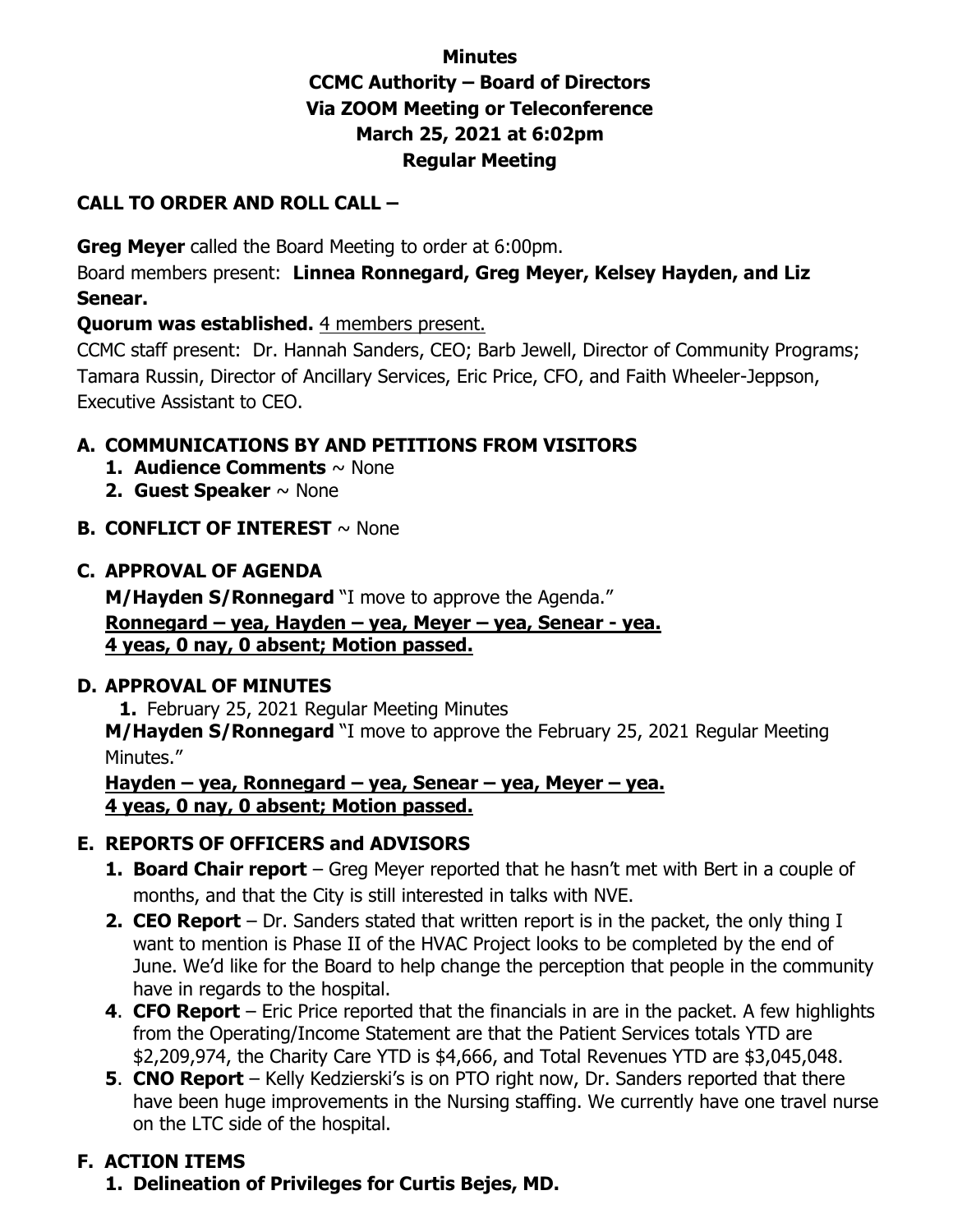# Minutes
## CCMC Authority – Board of Directors
## Via ZOOM Meeting or Teleconference
## March 25, 2021 at 6:02pm
## Regular Meeting

**CALL TO ORDER AND ROLL CALL –**

**Greg Meyer** called the Board Meeting to order at 6:00pm.
Board members present: **Linnea Ronnegard, Greg Meyer, Kelsey Hayden, and Liz Senear.**
**Quorum was established.** 4 members present.
CCMC staff present: Dr. Hannah Sanders, CEO; Barb Jewell, Director of Community Programs; Tamara Russin, Director of Ancillary Services, Eric Price, CFO, and Faith Wheeler-Jeppson, Executive Assistant to CEO.

**A. COMMUNICATIONS BY AND PETITIONS FROM VISITORS**

1. **Audience Comments** ~ None
2. **Guest Speaker** ~ None

**B. CONFLICT OF INTEREST** ~ None

**C. APPROVAL OF AGENDA**

**M/Hayden S/Ronnegard** "I move to approve the Agenda."
**Ronnegard – yea, Hayden – yea, Meyer – yea, Senear - yea.**
**4 yeas, 0 nay, 0 absent; Motion passed.**

**D. APPROVAL OF MINUTES**

1. February 25, 2021 Regular Meeting Minutes

**M/Hayden S/Ronnegard** "I move to approve the February 25, 2021 Regular Meeting Minutes."
**Hayden – yea, Ronnegard – yea, Senear – yea, Meyer – yea.**
**4 yeas, 0 nay, 0 absent; Motion passed.**

**E. REPORTS OF OFFICERS and ADVISORS**

1. **Board Chair report** – Greg Meyer reported that he hasn't met with Bert in a couple of months, and that the City is still interested in talks with NVE.
2. **CEO Report** – Dr. Sanders stated that written report is in the packet, the only thing I want to mention is Phase II of the HVAC Project looks to be completed by the end of June. We'd like for the Board to help change the perception that people in the community have in regards to the hospital.

4. **CFO Report** – Eric Price reported that the financials in are in the packet. A few highlights from the Operating/Income Statement are that the Patient Services totals YTD are $2,209,974, the Charity Care YTD is $4,666, and Total Revenues YTD are $3,045,048.
5. **CNO Report** – Kelly Kedzierski's is on PTO right now, Dr. Sanders reported that there have been huge improvements in the Nursing staffing. We currently have one travel nurse on the LTC side of the hospital.

**F. ACTION ITEMS**

1. **Delineation of Privileges for Curtis Bejes, MD.**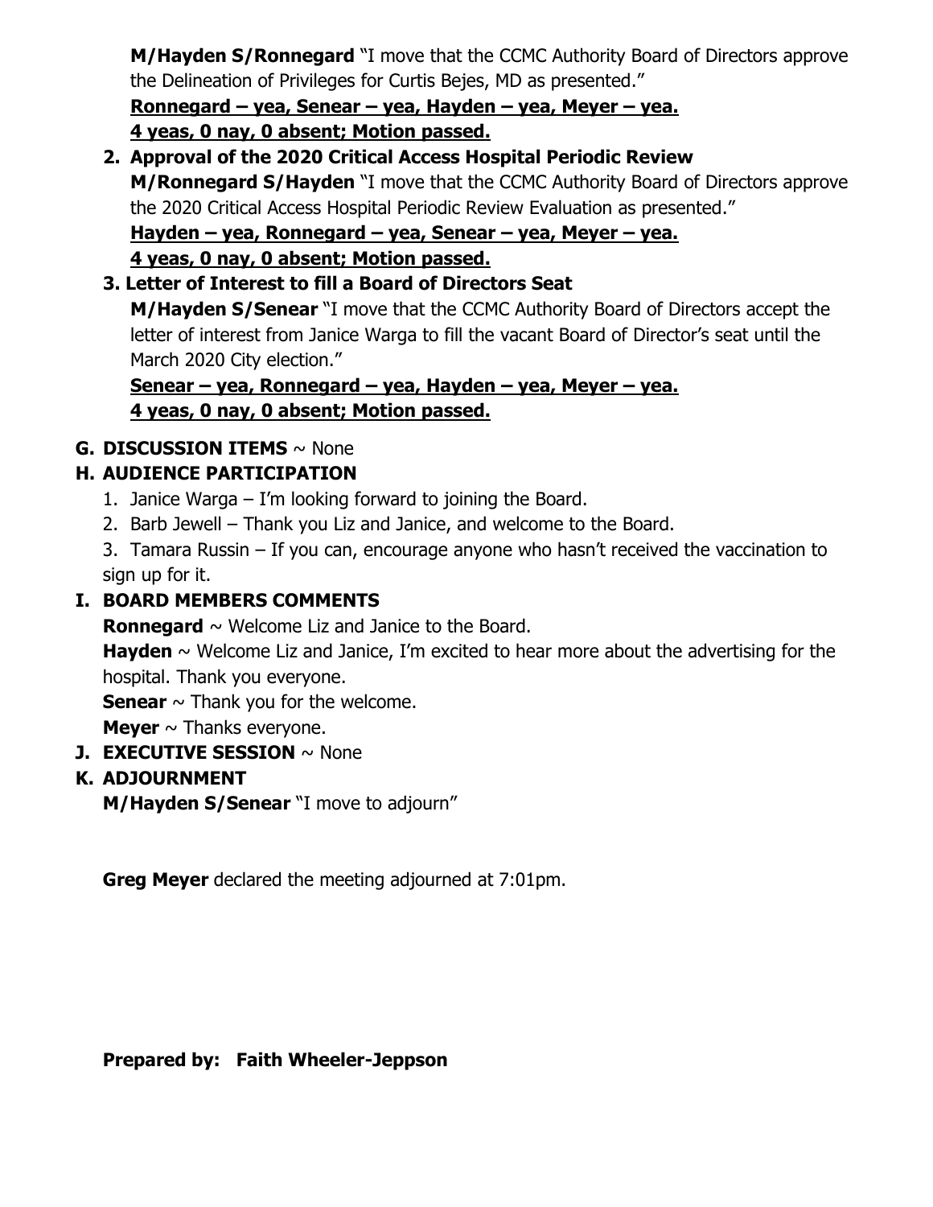**M/Hayden S/Ronnegard** "I move that the CCMC Authority Board of Directors approve the Delineation of Privileges for Curtis Bejes, MD as presented."
**Ronnegard – yea, Senear – yea, Hayden – yea, Meyer – yea.**
**4 yeas, 0 nay, 0 absent; Motion passed.**

2. **Approval of the 2020 Critical Access Hospital Periodic Review**
   **M/Ronnegard S/Hayden** "I move that the CCMC Authority Board of Directors approve the 2020 Critical Access Hospital Periodic Review Evaluation as presented."
   **Hayden – yea, Ronnegard – yea, Senear – yea, Meyer – yea.**
   **4 yeas, 0 nay, 0 absent; Motion passed.**

3. **Letter of Interest to fill a Board of Directors Seat**
   **M/Hayden S/Senear** "I move that the CCMC Authority Board of Directors accept the letter of interest from Janice Warga to fill the vacant Board of Director's seat until the March 2020 City election."
   **Senear – yea, Ronnegard – yea, Hayden – yea, Meyer – yea.**
   **4 yeas, 0 nay, 0 absent; Motion passed.**

**G. DISCUSSION ITEMS** ~ None

**H. AUDIENCE PARTICIPATION**

1. Janice Warga – I'm looking forward to joining the Board.
2. Barb Jewell – Thank you Liz and Janice, and welcome to the Board.
3. Tamara Russin – If you can, encourage anyone who hasn't received the vaccination to sign up for it.

**I. BOARD MEMBERS COMMENTS**

**Ronnegard** ~ Welcome Liz and Janice to the Board.
**Hayden** ~ Welcome Liz and Janice, I'm excited to hear more about the advertising for the hospital. Thank you everyone.
**Senear** ~ Thank you for the welcome.
**Meyer** ~ Thanks everyone.

**J. EXECUTIVE SESSION** ~ None

**K. ADJOURNMENT**

**M/Hayden S/Senear** "I move to adjourn"

**Greg Meyer** declared the meeting adjourned at 7:01pm.

**Prepared by: Faith Wheeler-Jeppson**